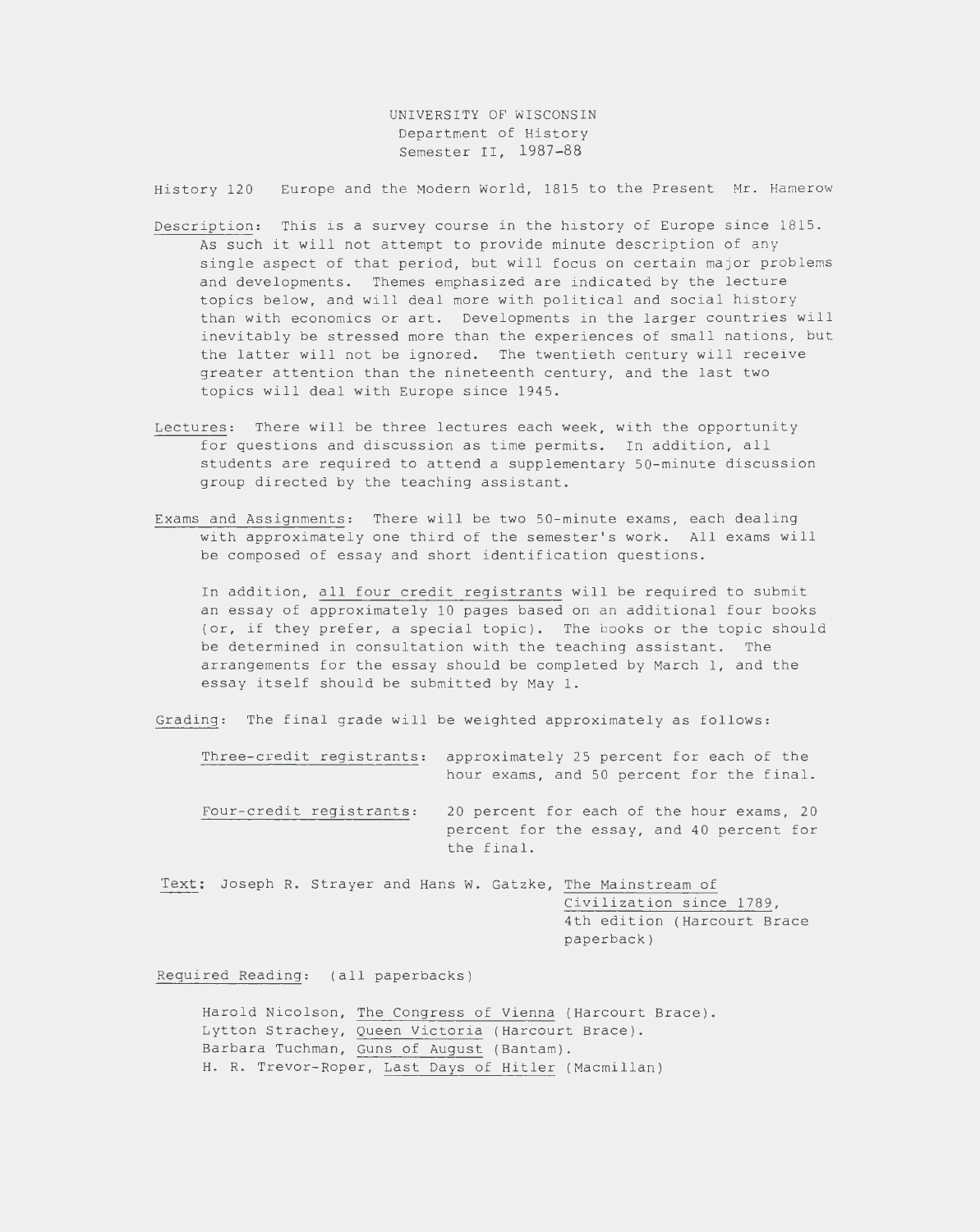UNIVERSITY OF WISCONSIN
Department of History
Semester II, 1987-88

History 120 Europe and the Modern World, 1815 to the Present Mr. Hamerow

Description: This is a survey course in the history of Europe since 1815. As such it will not attempt to provide minute description of any single aspect of that period, but will focus on certain major problems and developments. Themes emphasized are indicated by the lecture topics below, and will deal more with political and social history than with economics or art. Developments in the larger countries will inevitably be stressed more than the experiences of small nations, but the latter will not be ignored. The twentieth century will receive greater attention than the nineteenth century, and the last two topics will deal with Europe since 1945.

Lectures: There will be three lectures each week, with the opportunity for questions and discussion as time permits. In addition, all students are required to attend a supplementary 50-minute discussion group directed by the teaching assistant.

Exams and Assignments: There will be two 50-minute exams, each dealing with approximately one third of the semester's work. All exams will be composed of essay and short identification questions.

In addition, all four credit registrants will be required to submit an essay of approximately 10 pages based on an additional four books (or, if they prefer, a special topic). The books or the topic should be determined in consultation with the teaching assistant. The arrangements for the essay should be completed by March 1, and the essay itself should be submitted by May 1.

Grading: The final grade will be weighted approximately as follows:

Three-credit registrants: approximately 25 percent for each of the hour exams, and 50 percent for the final.

Four-credit registrants: 20 percent for each of the hour exams, 20 percent for the essay, and 40 percent for the final.

Text: Joseph R. Strayer and Hans W. Gatzke, The Mainstream of Civilization since 1789, 4th edition (Harcourt Brace paperback)

Required Reading: (all paperbacks)

Harold Nicolson, The Congress of Vienna (Harcourt Brace).
Lytton Strachey, Queen Victoria (Harcourt Brace).
Barbara Tuchman, Guns of August (Bantam).
H. R. Trevor-Roper, Last Days of Hitler (Macmillan)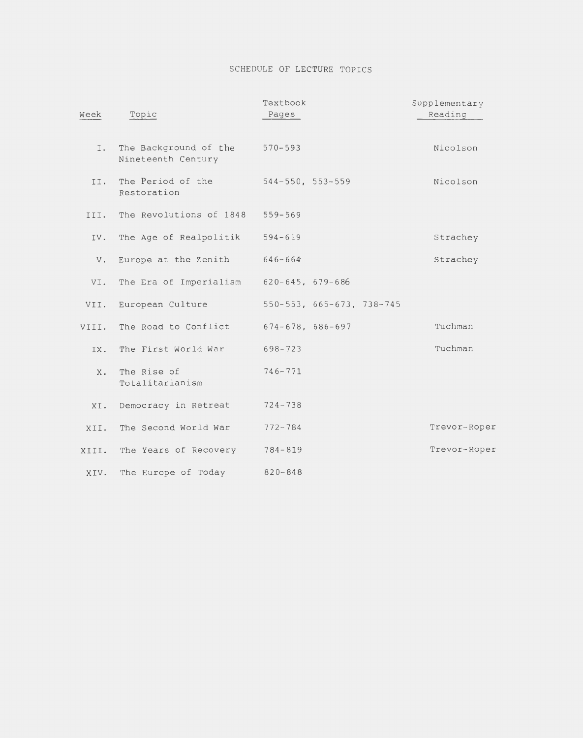# SCHEDULE OF LECTURE TOPICS

| Week | Topic | Textbook Pages | Supplementary Reading |
|---|---|---|---|
| I. | The Background of the Nineteenth Century | 570-593 | Nicolson |
| II. | The Period of the Restoration | 544-550, 553-559 | Nicolson |
| III. | The Revolutions of 1848 | 559-569 | |
| IV. | The Age of Realpolitik | 594-619 | Strachey |
| V. | Europe at the Zenith | 646-664 | Strachey |
| VI. | The Era of Imperialism | 620-645, 679-686 | |
| VII. | European Culture | 550-553, 665-673, 738-745 | |
| VIII. | The Road to Conflict | 674-678, 686-697 | Tuchman |
| IX. | The First World War | 698-723 | Tuchman |
| X. | The Rise of Totalitarianism | 746-771 | |
| XI. | Democracy in Retreat | 724-738 | |
| XII. | The Second World War | 772-784 | Trevor-Roper |
| XIII. | The Years of Recovery | 784-819 | Trevor-Roper |
| XIV. | The Europe of Today | 820-848 | |